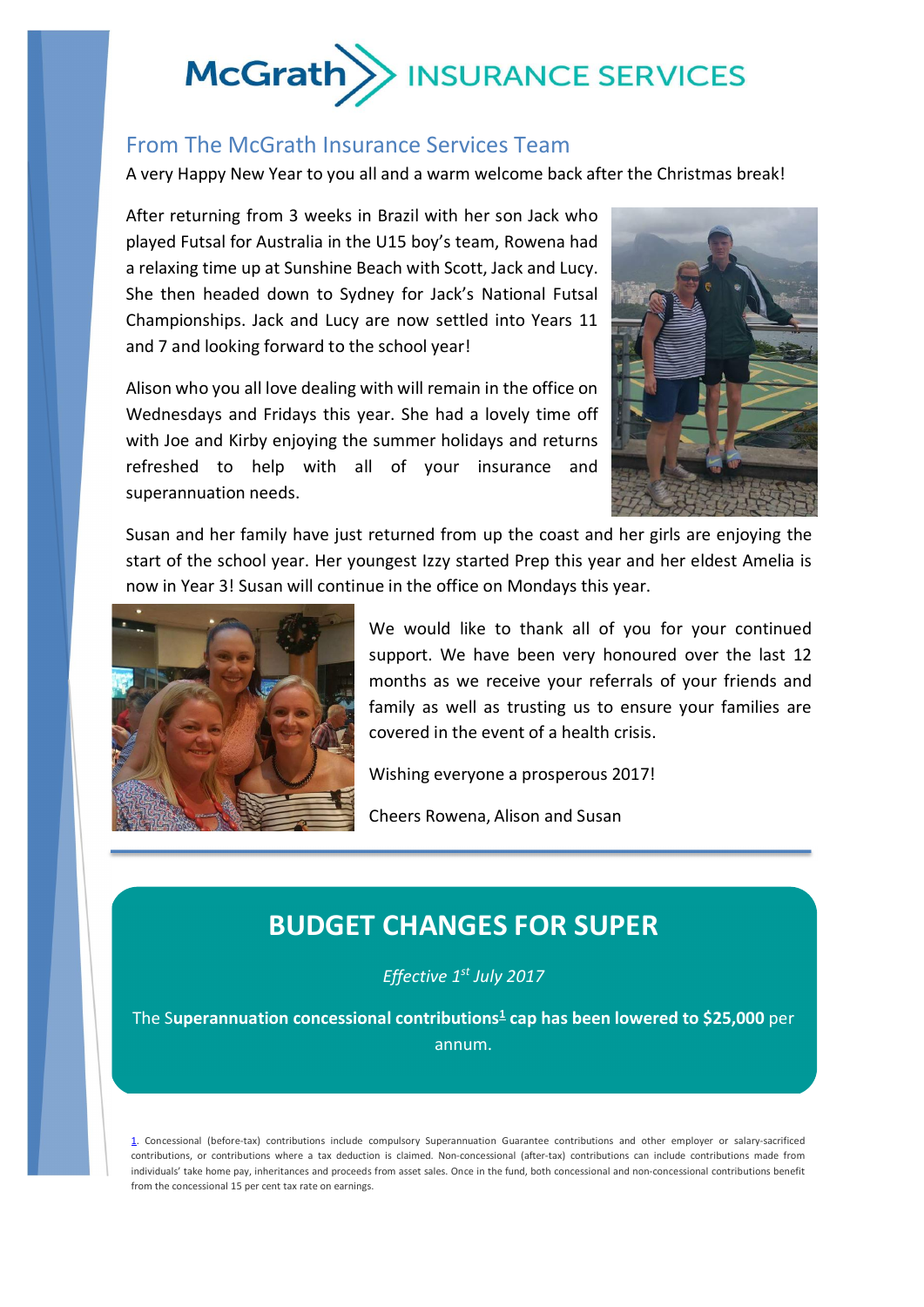# McGrath INSURANCE SERVICES

## From The McGrath Insurance Services Team

A very Happy New Year to you all and a warm welcome back after the Christmas break!

After returning from 3 weeks in Brazil with her son Jack who played Futsal for Australia in the U15 boy's team, Rowena had a relaxing time up at Sunshine Beach with Scott, Jack and Lucy. She then headed down to Sydney for Jack's National Futsal Championships. Jack and Lucy are now settled into Years 11 and 7 and looking forward to the school year!

Alison who you all love dealing with will remain in the office on Wednesdays and Fridays this year. She had a lovely time off with Joe and Kirby enjoying the summer holidays and returns refreshed to help with all of your insurance and superannuation needs.

Susan and her family have just returned from up the coast and her girls are enjoying the start of the school year. Her youngest Izzy started Prep this year and her eldest Amelia is now in Year 3! Susan will continue in the office on Mondays this year.

We would like to thank all of you for your continued support. We have been very honoured over the last 12 months as we receive your referrals of your friends and family as well as trusting us to ensure your families are covered in the event of a health crisis.

Wishing everyone a prosperous 2017!

Cheers Rowena, Alison and Susan

---

## BUDGET CHANGES FOR SUPER

*Effective 1st July 2017*

The **Superannuation concessional contributions[1] cap has been lowered to $25,000** per annum.

[1]. Concessional (before-tax) contributions include compulsory Superannuation Guarantee contributions and other employer or salary-sacrificed contributions, or contributions where a tax deduction is claimed. Non-concessional (after-tax) contributions can include contributions made from individuals' take home pay, inheritances and proceeds from asset sales. Once in the fund, both concessional and non-concessional contributions benefit from the concessional 15 per cent tax rate on earnings.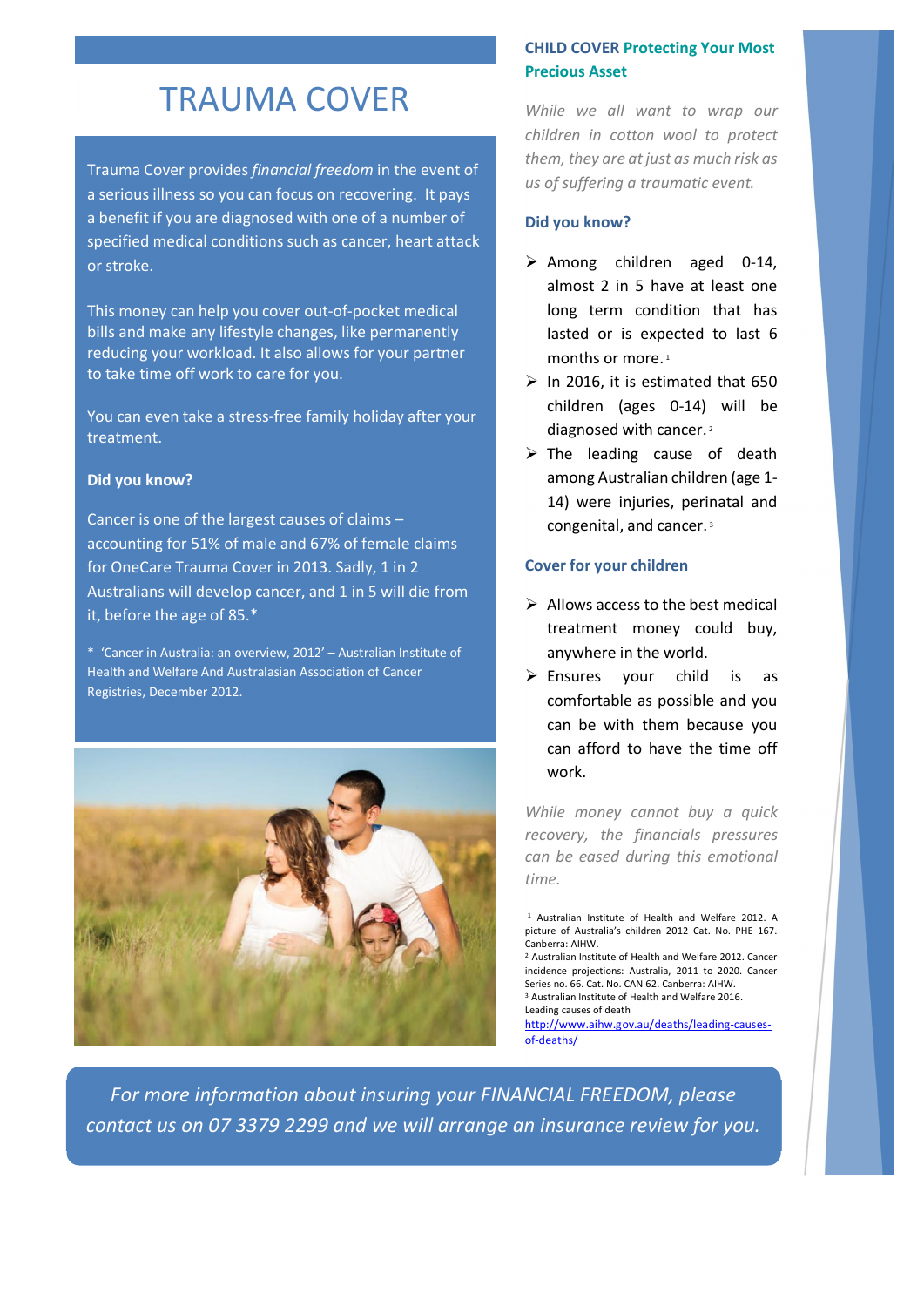# TRAUMA COVER

Trauma Cover provides *financial freedom* in the event of a serious illness so you can focus on recovering. It pays a benefit if you are diagnosed with one of a number of specified medical conditions such as cancer, heart attack or stroke.

This money can help you cover out-of-pocket medical bills and make any lifestyle changes, like permanently reducing your workload. It also allows for your partner to take time off work to care for you.

You can even take a stress-free family holiday after your treatment.

**Did you know?**

Cancer is one of the largest causes of claims – accounting for 51% of male and 67% of female claims for OneCare Trauma Cover in 2013. Sadly, 1 in 2 Australians will develop cancer, and 1 in 5 will die from it, before the age of 85.*

* 'Cancer in Australia: an overview, 2012' – Australian Institute of Health and Welfare And Australasian Association of Cancer Registries, December 2012.

## CHILD COVER Protecting Your Most Precious Asset

*While we all want to wrap our children in cotton wool to protect them, they are at just as much risk as us of suffering a traumatic event.*

**Did you know?**

- Among children aged 0-14, almost 2 in 5 have at least one long term condition that has lasted or is expected to last 6 months or more.[1]
- In 2016, it is estimated that 650 children (ages 0-14) will be diagnosed with cancer.[2]
- The leading cause of death among Australian children (age 1-14) were injuries, perinatal and congenital, and cancer.[3]

**Cover for your children**

- Allows access to the best medical treatment money could buy, anywhere in the world.
- Ensures your child is as comfortable as possible and you can be with them because you can afford to have the time off work.

*While money cannot buy a quick recovery, the financials pressures can be eased during this emotional time.*

[1] Australian Institute of Health and Welfare 2012. A picture of Australia's children 2012 Cat. No. PHE 167. Canberra: AIHW.
[2] Australian Institute of Health and Welfare 2012. Cancer incidence projections: Australia, 2011 to 2020. Cancer Series no. 66. Cat. No. CAN 62. Canberra: AIHW.
[3] Australian Institute of Health and Welfare 2016. Leading causes of death http://www.aihw.gov.au/deaths/leading-causes-of-deaths/

*For more information about insuring your FINANCIAL FREEDOM, please contact us on 07 3379 2299 and we will arrange an insurance review for you.*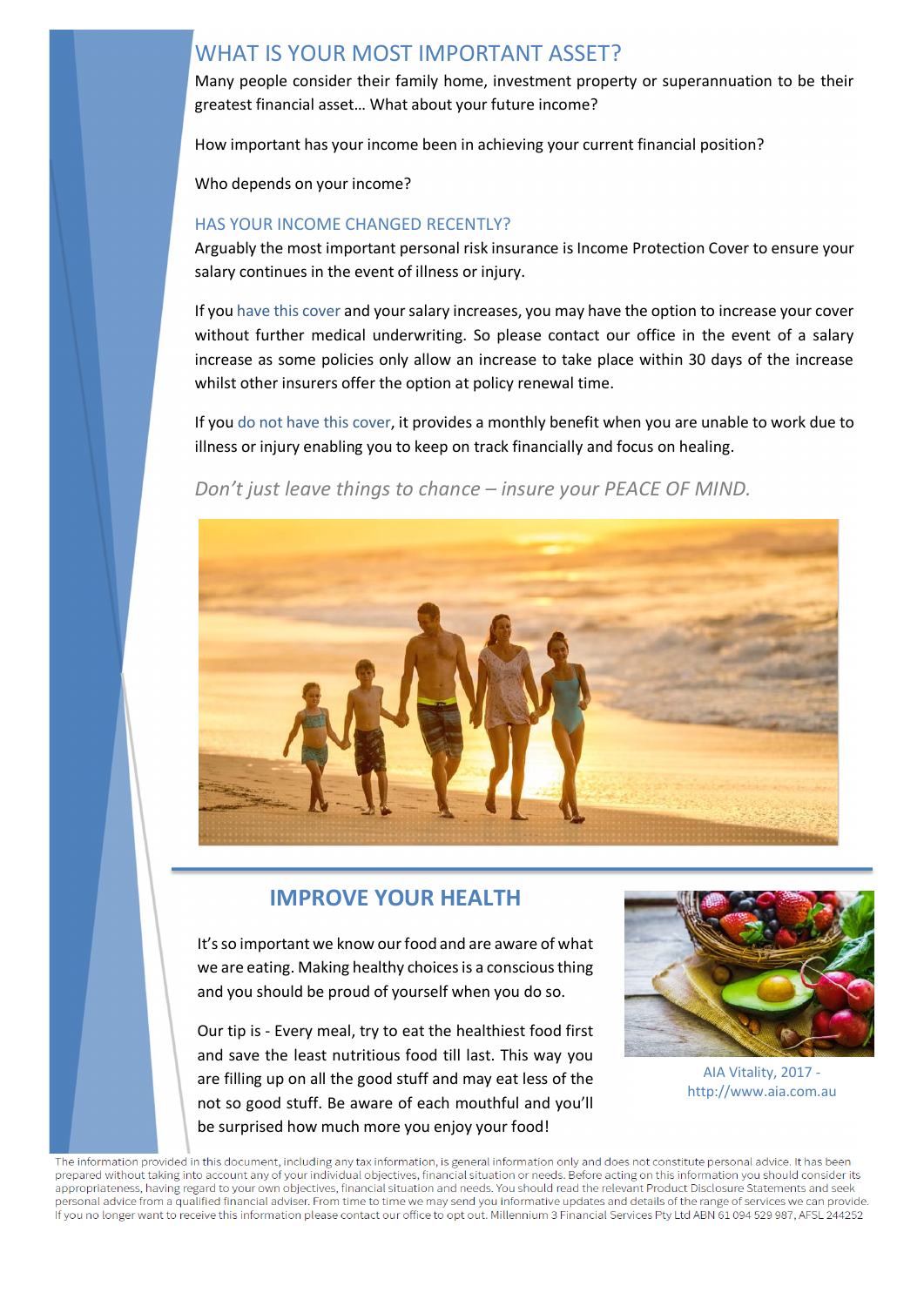# WHAT IS YOUR MOST IMPORTANT ASSET?

Many people consider their family home, investment property or superannuation to be their greatest financial asset… What about your future income?

How important has your income been in achieving your current financial position?

Who depends on your income?

## HAS YOUR INCOME CHANGED RECENTLY?

Arguably the most important personal risk insurance is Income Protection Cover to ensure your salary continues in the event of illness or injury.

If you have this cover and your salary increases, you may have the option to increase your cover without further medical underwriting. So please contact our office in the event of a salary increase as some policies only allow an increase to take place within 30 days of the increase whilst other insurers offer the option at policy renewal time.

If you do not have this cover, it provides a monthly benefit when you are unable to work due to illness or injury enabling you to keep on track financially and focus on healing.

*Don't just leave things to chance – insure your PEACE OF MIND.*

## IMPROVE YOUR HEALTH

It's so important we know our food and are aware of what we are eating. Making healthy choices is a conscious thing and you should be proud of yourself when you do so.

Our tip is - Every meal, try to eat the healthiest food first and save the least nutritious food till last. This way you are filling up on all the good stuff and may eat less of the not so good stuff. Be aware of each mouthful and you'll be surprised how much more you enjoy your food!

AIA Vitality, 2017 - http://www.aia.com.au

The information provided in this document, including any tax information, is general information only and does not constitute personal advice. It has been prepared without taking into account any of your individual objectives, financial situation or needs. Before acting on this information you should consider its appropriateness, having regard to your own objectives, financial situation and needs. You should read the relevant Product Disclosure Statements and seek personal advice from a qualified financial adviser. From time to time we may send you informative updates and details of the range of services we can provide. If you no longer want to receive this information please contact our office to opt out. Millennium 3 Financial Services Pty Ltd ABN 61 094 529 987, AFSL 244252